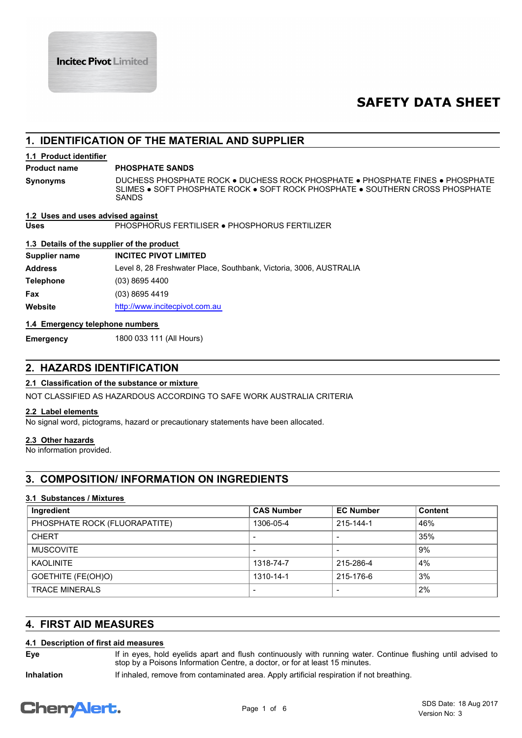Incitec Pivot Limited

# SAFETY DATA SHEET

## 1. IDENTIFICATION OF THE MATERIAL AND SUPPLIER

### 1.1 Product identifier

**Product name** **PHOSPHATE SANDS**

**Synonyms** DUCHESS PHOSPHATE ROCK ● DUCHESS ROCK PHOSPHATE ● PHOSPHATE FINES ● PHOSPHATE SLIMES ● SOFT PHOSPHATE ROCK ● SOFT ROCK PHOSPHATE ● SOUTHERN CROSS PHOSPHATE SANDS

### 1.2 Uses and uses advised against

**Uses** PHOSPHORUS FERTILISER ● PHOSPHORUS FERTILIZER

### 1.3 Details of the supplier of the product

**Supplier name** **INCITEC PIVOT LIMITED**

**Address** Level 8, 28 Freshwater Place, Southbank, Victoria, 3006, AUSTRALIA

**Telephone** (03) 8695 4400

**Fax** (03) 8695 4419

**Website** http://www.incitecpivot.com.au

### 1.4 Emergency telephone numbers

**Emergency** 1800 033 111 (All Hours)

## 2. HAZARDS IDENTIFICATION

### 2.1 Classification of the substance or mixture

NOT CLASSIFIED AS HAZARDOUS ACCORDING TO SAFE WORK AUSTRALIA CRITERIA

### 2.2 Label elements

No signal word, pictograms, hazard or precautionary statements have been allocated.

### 2.3 Other hazards

No information provided.

## 3. COMPOSITION/ INFORMATION ON INGREDIENTS

### 3.1 Substances / Mixtures

| Ingredient | CAS Number | EC Number | Content |
|---|---|---|---|
| PHOSPHATE ROCK (FLUORAPATITE) | 1306-05-4 | 215-144-1 | 46% |
| CHERT | - | - | 35% |
| MUSCOVITE | - | - | 9% |
| KAOLINITE | 1318-74-7 | 215-286-4 | 4% |
| GOETHITE (FE(OH)O) | 1310-14-1 | 215-176-6 | 3% |
| TRACE MINERALS | - | - | 2% |

## 4. FIRST AID MEASURES

### 4.1 Description of first aid measures

**Eye** If in eyes, hold eyelids apart and flush continuously with running water. Continue flushing until advised to stop by a Poisons Information Centre, a doctor, or for at least 15 minutes.

**Inhalation** If inhaled, remove from contaminated area. Apply artificial respiration if not breathing.

SDS Date: 18 Aug 2017
Version No: 3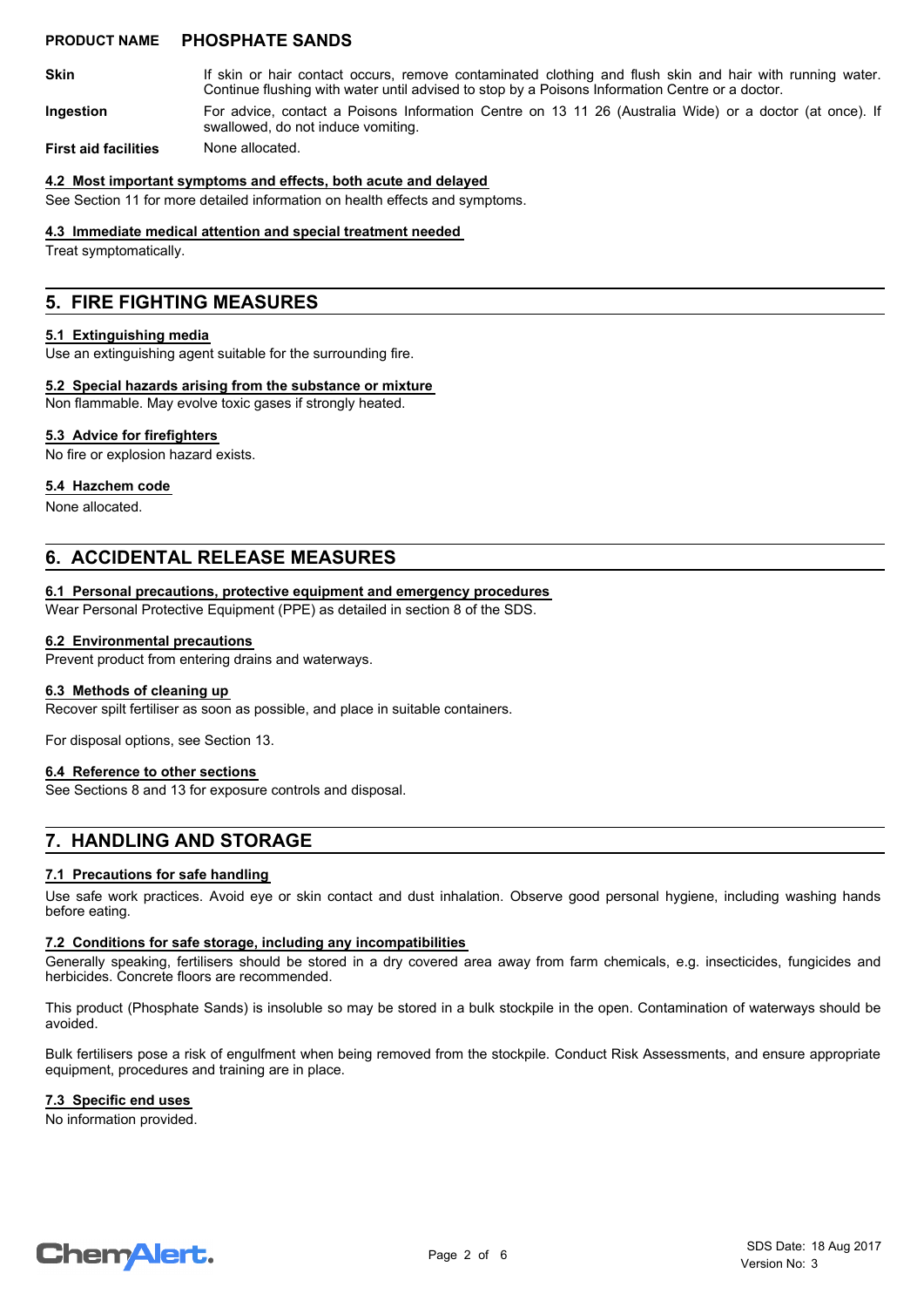**Skin** If skin or hair contact occurs, remove contaminated clothing and flush skin and hair with running water. Continue flushing with water until advised to stop by a Poisons Information Centre or a doctor.

**Ingestion** For advice, contact a Poisons Information Centre on 13 11 26 (Australia Wide) or a doctor (at once). If swallowed, do not induce vomiting.

**First aid facilities** None allocated.

### 4.2 Most important symptoms and effects, both acute and delayed

See Section 11 for more detailed information on health effects and symptoms.

### 4.3 Immediate medical attention and special treatment needed

Treat symptomatically.

## 5. FIRE FIGHTING MEASURES

### 5.1 Extinguishing media

Use an extinguishing agent suitable for the surrounding fire.

### 5.2 Special hazards arising from the substance or mixture

Non flammable. May evolve toxic gases if strongly heated.

### 5.3 Advice for firefighters

No fire or explosion hazard exists.

### 5.4 Hazchem code

None allocated.

## 6. ACCIDENTAL RELEASE MEASURES

### 6.1 Personal precautions, protective equipment and emergency procedures

Wear Personal Protective Equipment (PPE) as detailed in section 8 of the SDS.

### 6.2 Environmental precautions

Prevent product from entering drains and waterways.

### 6.3 Methods of cleaning up

Recover spilt fertiliser as soon as possible, and place in suitable containers.

For disposal options, see Section 13.

### 6.4 Reference to other sections

See Sections 8 and 13 for exposure controls and disposal.

## 7. HANDLING AND STORAGE

### 7.1 Precautions for safe handling

Use safe work practices. Avoid eye or skin contact and dust inhalation. Observe good personal hygiene, including washing hands before eating.

### 7.2 Conditions for safe storage, including any incompatibilities

Generally speaking, fertilisers should be stored in a dry covered area away from farm chemicals, e.g. insecticides, fungicides and herbicides. Concrete floors are recommended.

This product (Phosphate Sands) is insoluble so may be stored in a bulk stockpile in the open. Contamination of waterways should be avoided.

Bulk fertilisers pose a risk of engulfment when being removed from the stockpile. Conduct Risk Assessments, and ensure appropriate equipment, procedures and training are in place.

### 7.3 Specific end uses

No information provided.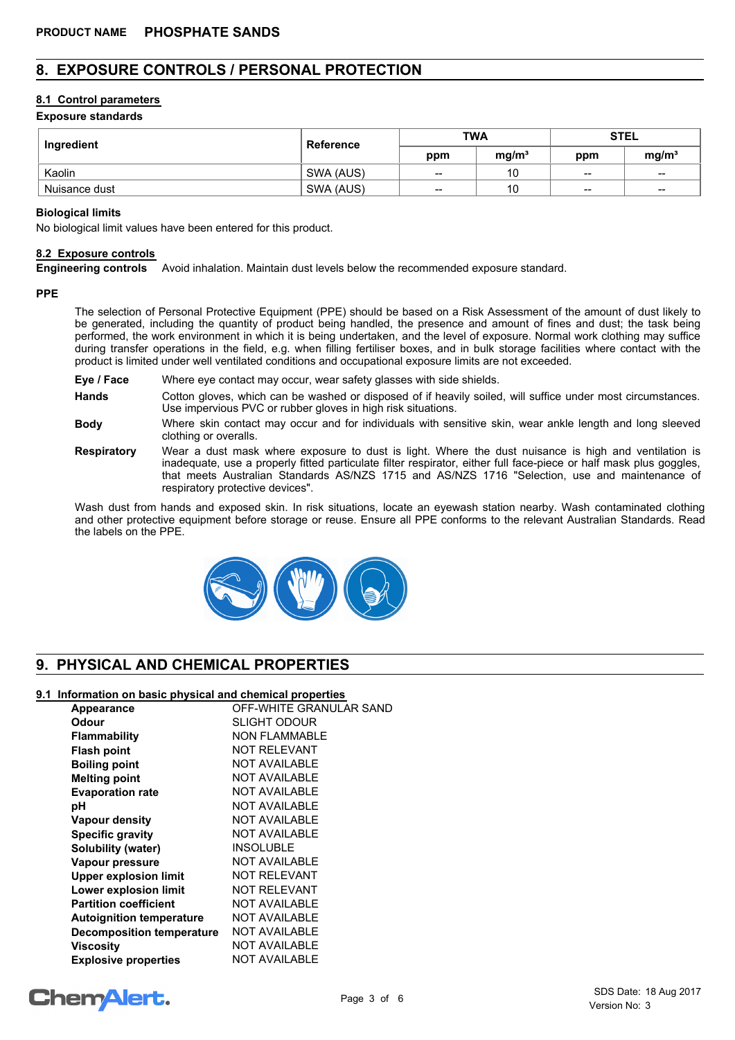## 8. EXPOSURE CONTROLS / PERSONAL PROTECTION

### 8.1 Control parameters

**Exposure standards**

| Ingredient | Reference | TWA | | STEL | |
|---|---|---|---|---|---|
| | | ppm | mg/m³ | ppm | mg/m³ |
| Kaolin | SWA (AUS) | -- | 10 | -- | -- |
| Nuisance dust | SWA (AUS) | -- | 10 | -- | -- |

**Biological limits**

No biological limit values have been entered for this product.

### 8.2 Exposure controls

**Engineering controls** Avoid inhalation. Maintain dust levels below the recommended exposure standard.

**PPE**

The selection of Personal Protective Equipment (PPE) should be based on a Risk Assessment of the amount of dust likely to be generated, including the quantity of product being handled, the presence and amount of fines and dust; the task being performed, the work environment in which it is being undertaken, and the level of exposure. Normal work clothing may suffice during transfer operations in the field, e.g. when filling fertiliser boxes, and in bulk storage facilities where contact with the product is limited under well ventilated conditions and occupational exposure limits are not exceeded.

**Eye / Face** Where eye contact may occur, wear safety glasses with side shields.

**Hands** Cotton gloves, which can be washed or disposed of if heavily soiled, will suffice under most circumstances. Use impervious PVC or rubber gloves in high risk situations.

**Body** Where skin contact may occur and for individuals with sensitive skin, wear ankle length and long sleeved clothing or overalls.

**Respiratory** Wear a dust mask where exposure to dust is light. Where the dust nuisance is high and ventilation is inadequate, use a properly fitted particulate filter respirator, either full face-piece or half mask plus goggles, that meets Australian Standards AS/NZS 1715 and AS/NZS 1716 "Selection, use and maintenance of respiratory protective devices".

Wash dust from hands and exposed skin. In risk situations, locate an eyewash station nearby. Wash contaminated clothing and other protective equipment before storage or reuse. Ensure all PPE conforms to the relevant Australian Standards. Read the labels on the PPE.

## 9. PHYSICAL AND CHEMICAL PROPERTIES

### 9.1 Information on basic physical and chemical properties

| | |
|---|---|
| **Appearance** | OFF-WHITE GRANULAR SAND |
| **Odour** | SLIGHT ODOUR |
| **Flammability** | NON FLAMMABLE |
| **Flash point** | NOT RELEVANT |
| **Boiling point** | NOT AVAILABLE |
| **Melting point** | NOT AVAILABLE |
| **Evaporation rate** | NOT AVAILABLE |
| **pH** | NOT AVAILABLE |
| **Vapour density** | NOT AVAILABLE |
| **Specific gravity** | NOT AVAILABLE |
| **Solubility (water)** | INSOLUBLE |
| **Vapour pressure** | NOT AVAILABLE |
| **Upper explosion limit** | NOT RELEVANT |
| **Lower explosion limit** | NOT RELEVANT |
| **Partition coefficient** | NOT AVAILABLE |
| **Autoignition temperature** | NOT AVAILABLE |
| **Decomposition temperature** | NOT AVAILABLE |
| **Viscosity** | NOT AVAILABLE |
| **Explosive properties** | NOT AVAILABLE |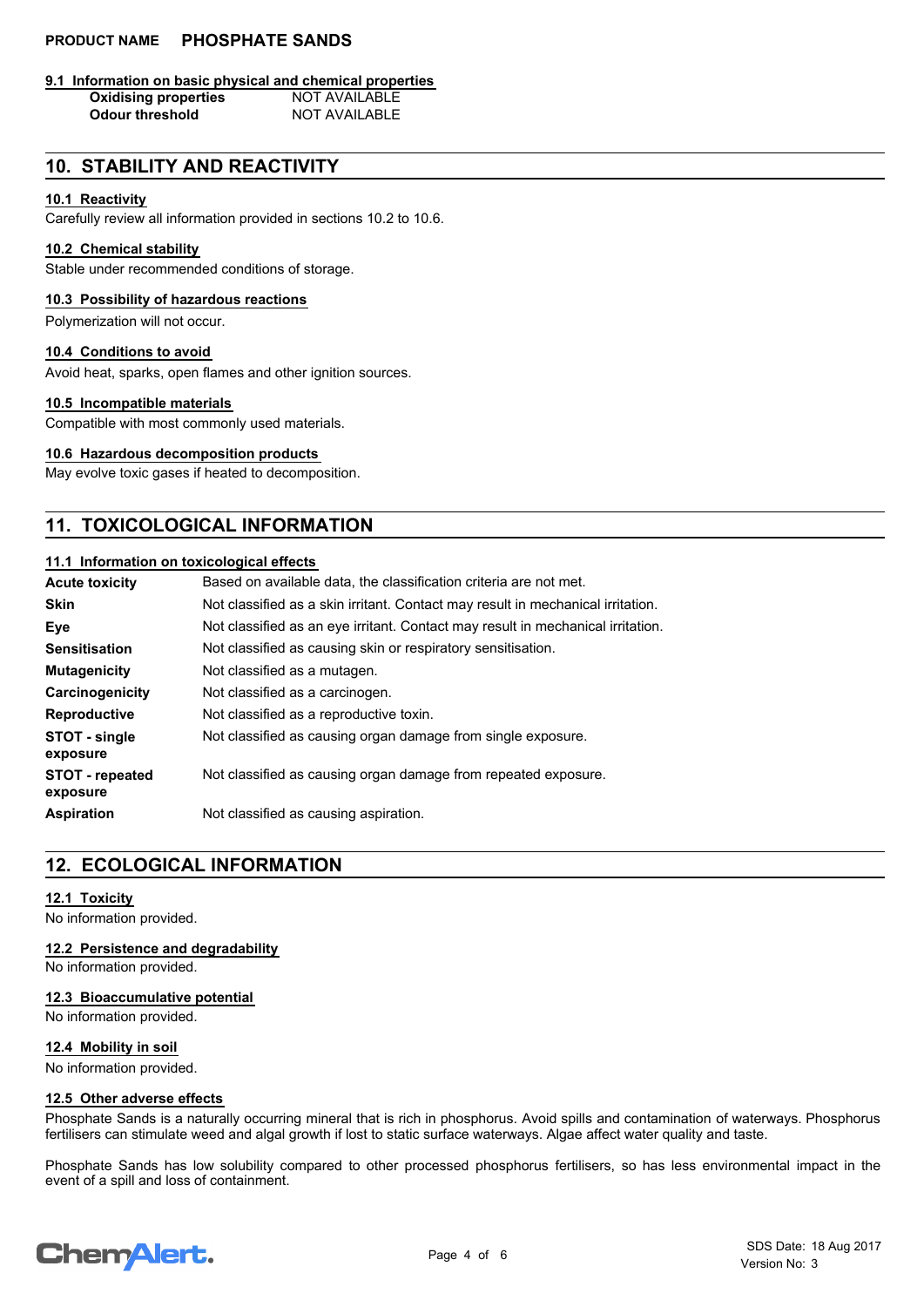### 9.1 Information on basic physical and chemical properties

| | |
|---|---|
| **Oxidising properties** | NOT AVAILABLE |
| **Odour threshold** | NOT AVAILABLE |

## 10. STABILITY AND REACTIVITY

### 10.1 Reactivity

Carefully review all information provided in sections 10.2 to 10.6.

### 10.2 Chemical stability

Stable under recommended conditions of storage.

### 10.3 Possibility of hazardous reactions

Polymerization will not occur.

### 10.4 Conditions to avoid

Avoid heat, sparks, open flames and other ignition sources.

### 10.5 Incompatible materials

Compatible with most commonly used materials.

### 10.6 Hazardous decomposition products

May evolve toxic gases if heated to decomposition.

## 11. TOXICOLOGICAL INFORMATION

### 11.1 Information on toxicological effects

| | |
|---|---|
| **Acute toxicity** | Based on available data, the classification criteria are not met. |
| **Skin** | Not classified as a skin irritant. Contact may result in mechanical irritation. |
| **Eye** | Not classified as an eye irritant. Contact may result in mechanical irritation. |
| **Sensitisation** | Not classified as causing skin or respiratory sensitisation. |
| **Mutagenicity** | Not classified as a mutagen. |
| **Carcinogenicity** | Not classified as a carcinogen. |
| **Reproductive** | Not classified as a reproductive toxin. |
| **STOT - single exposure** | Not classified as causing organ damage from single exposure. |
| **STOT - repeated exposure** | Not classified as causing organ damage from repeated exposure. |
| **Aspiration** | Not classified as causing aspiration. |

## 12. ECOLOGICAL INFORMATION

### 12.1 Toxicity

No information provided.

### 12.2 Persistence and degradability

No information provided.

### 12.3 Bioaccumulative potential

No information provided.

### 12.4 Mobility in soil

No information provided.

### 12.5 Other adverse effects

Phosphate Sands is a naturally occurring mineral that is rich in phosphorus. Avoid spills and contamination of waterways. Phosphorus fertilisers can stimulate weed and algal growth if lost to static surface waterways. Algae affect water quality and taste.

Phosphate Sands has low solubility compared to other processed phosphorus fertilisers, so has less environmental impact in the event of a spill and loss of containment.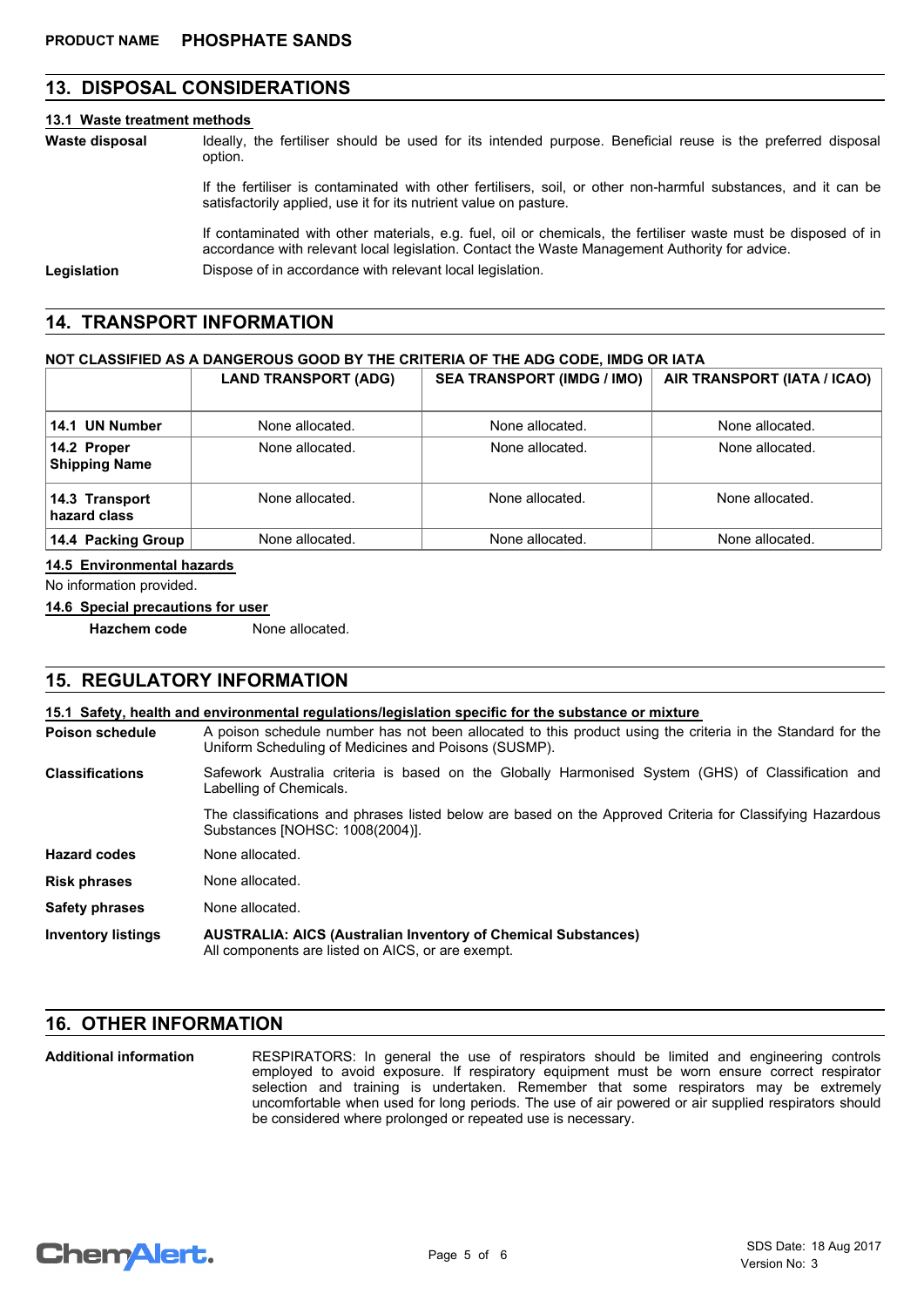**PRODUCT NAME** **PHOSPHATE SANDS**

## 13. DISPOSAL CONSIDERATIONS

### 13.1 Waste treatment methods

**Waste disposal**

Ideally, the fertiliser should be used for its intended purpose. Beneficial reuse is the preferred disposal option.

If the fertiliser is contaminated with other fertilisers, soil, or other non-harmful substances, and it can be satisfactorily applied, use it for its nutrient value on pasture.

If contaminated with other materials, e.g. fuel, oil or chemicals, the fertiliser waste must be disposed of in accordance with relevant local legislation. Contact the Waste Management Authority for advice.

**Legislation**

Dispose of in accordance with relevant local legislation.

## 14. TRANSPORT INFORMATION

**NOT CLASSIFIED AS A DANGEROUS GOOD BY THE CRITERIA OF THE ADG CODE, IMDG OR IATA**

| | LAND TRANSPORT (ADG) | SEA TRANSPORT (IMDG / IMO) | AIR TRANSPORT (IATA / ICAO) |
|---|---|---|---|
| **14.1 UN Number** | None allocated. | None allocated. | None allocated. |
| **14.2 Proper Shipping Name** | None allocated. | None allocated. | None allocated. |
| **14.3 Transport hazard class** | None allocated. | None allocated. | None allocated. |
| **14.4 Packing Group** | None allocated. | None allocated. | None allocated. |

### 14.5 Environmental hazards

No information provided.

### 14.6 Special precautions for user

**Hazchem code** None allocated.

## 15. REGULATORY INFORMATION

### 15.1 Safety, health and environmental regulations/legislation specific for the substance or mixture

**Poison schedule**

A poison schedule number has not been allocated to this product using the criteria in the Standard for the Uniform Scheduling of Medicines and Poisons (SUSMP).

**Classifications**

Safework Australia criteria is based on the Globally Harmonised System (GHS) of Classification and Labelling of Chemicals.

The classifications and phrases listed below are based on the Approved Criteria for Classifying Hazardous Substances [NOHSC: 1008(2004)].

**Hazard codes**

None allocated.

**Risk phrases**

None allocated.

**Safety phrases**

None allocated.

**Inventory listings**

**AUSTRALIA: AICS (Australian Inventory of Chemical Substances)**
All components are listed on AICS, or are exempt.

## 16. OTHER INFORMATION

**Additional information**

RESPIRATORS: In general the use of respirators should be limited and engineering controls employed to avoid exposure. If respiratory equipment must be worn ensure correct respirator selection and training is undertaken. Remember that some respirators may be extremely uncomfortable when used for long periods. The use of air powered or air supplied respirators should be considered where prolonged or repeated use is necessary.

SDS Date: 18 Aug 2017
Version No: 3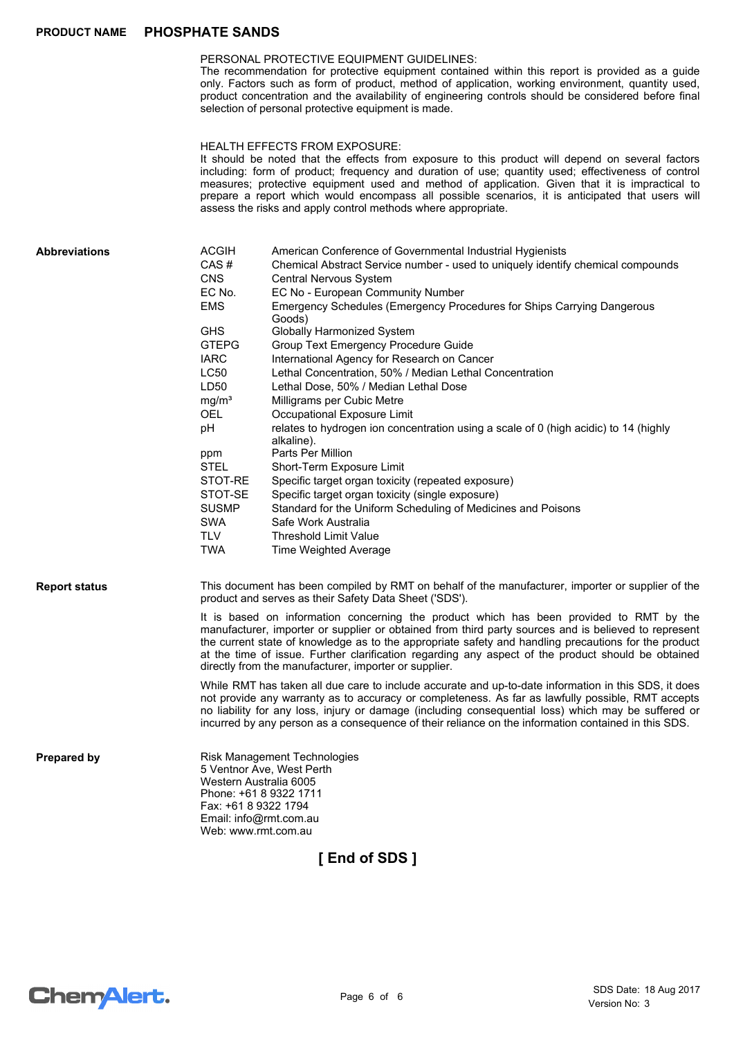PERSONAL PROTECTIVE EQUIPMENT GUIDELINES:
The recommendation for protective equipment contained within this report is provided as a guide only. Factors such as form of product, method of application, working environment, quantity used, product concentration and the availability of engineering controls should be considered before final selection of personal protective equipment is made.

HEALTH EFFECTS FROM EXPOSURE:
It should be noted that the effects from exposure to this product will depend on several factors including: form of product; frequency and duration of use; quantity used; effectiveness of control measures; protective equipment used and method of application. Given that it is impractical to prepare a report which would encompass all possible scenarios, it is anticipated that users will assess the risks and apply control methods where appropriate.

**Abbreviations**

| | |
|---|---|
| ACGIH | American Conference of Governmental Industrial Hygienists |
| CAS # | Chemical Abstract Service number - used to uniquely identify chemical compounds |
| CNS | Central Nervous System |
| EC No. | EC No - European Community Number |
| EMS | Emergency Schedules (Emergency Procedures for Ships Carrying Dangerous Goods) |
| GHS | Globally Harmonized System |
| GTEPG | Group Text Emergency Procedure Guide |
| IARC | International Agency for Research on Cancer |
| LC50 | Lethal Concentration, 50% / Median Lethal Concentration |
| LD50 | Lethal Dose, 50% / Median Lethal Dose |
| $mg/m^3$ | Milligrams per Cubic Metre |
| OEL | Occupational Exposure Limit |
| pH | relates to hydrogen ion concentration using a scale of 0 (high acidic) to 14 (highly alkaline). |
| ppm | Parts Per Million |
| STEL | Short-Term Exposure Limit |
| STOT-RE | Specific target organ toxicity (repeated exposure) |
| STOT-SE | Specific target organ toxicity (single exposure) |
| SUSMP | Standard for the Uniform Scheduling of Medicines and Poisons |
| SWA | Safe Work Australia |
| TLV | Threshold Limit Value |
| TWA | Time Weighted Average |

**Report status**

This document has been compiled by RMT on behalf of the manufacturer, importer or supplier of the product and serves as their Safety Data Sheet ('SDS').

It is based on information concerning the product which has been provided to RMT by the manufacturer, importer or supplier or obtained from third party sources and is believed to represent the current state of knowledge as to the appropriate safety and handling precautions for the product at the time of issue. Further clarification regarding any aspect of the product should be obtained directly from the manufacturer, importer or supplier.

While RMT has taken all due care to include accurate and up-to-date information in this SDS, it does not provide any warranty as to accuracy or completeness. As far as lawfully possible, RMT accepts no liability for any loss, injury or damage (including consequential loss) which may be suffered or incurred by any person as a consequence of their reliance on the information contained in this SDS.

**Prepared by**

Risk Management Technologies
5 Ventnor Ave, West Perth
Western Australia 6005
Phone: +61 8 9322 1711
Fax: +61 8 9322 1794
Email: info@rmt.com.au
Web: www.rmt.com.au

**[ End of SDS ]**